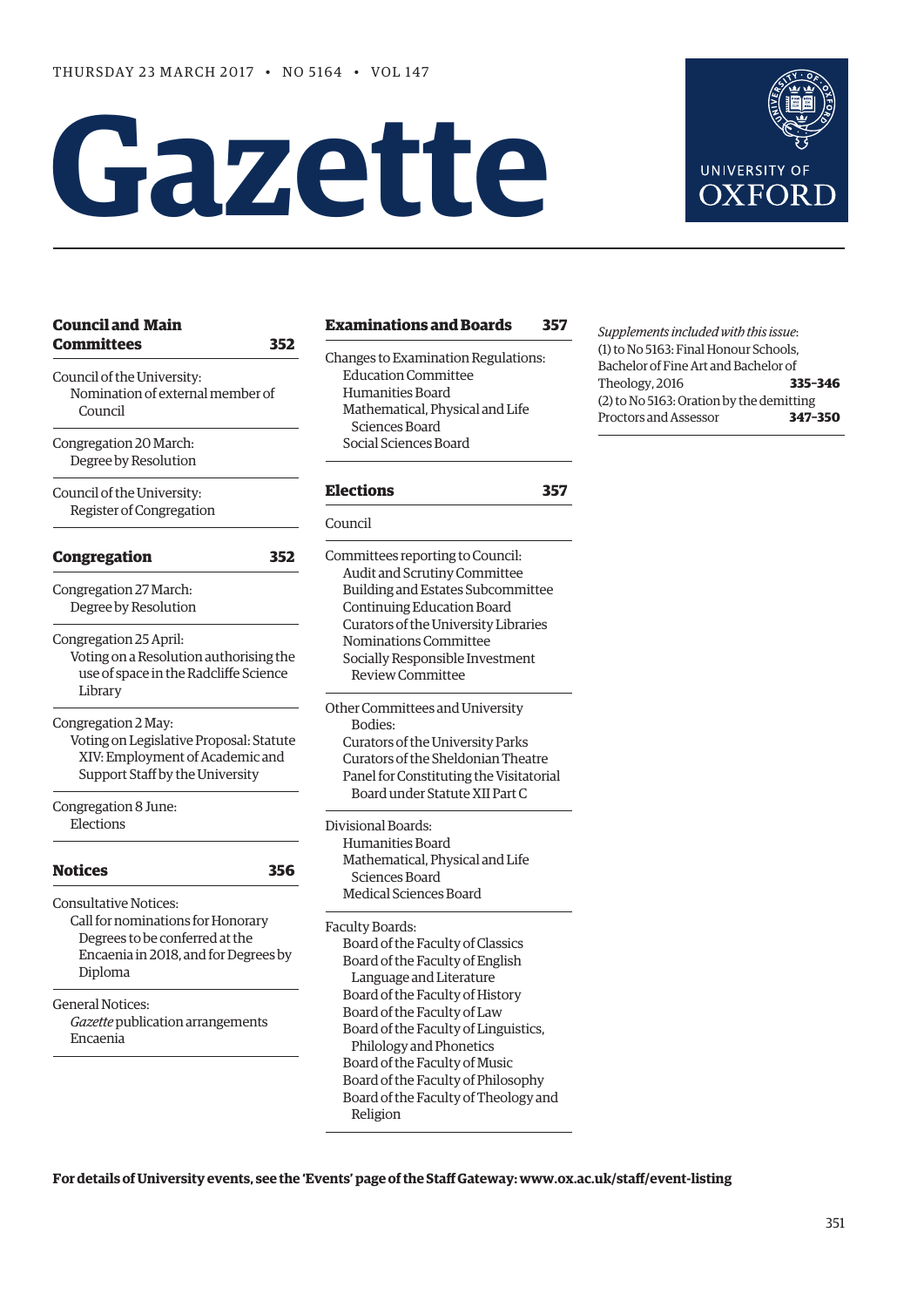THURSDAY 23 MARCH 2017 • NO 5164 • VOL 147

# Gazette

UNIVERSITY OF OXFORD

## Council and Main Committees 352

Council of the University:
Nomination of external member of Council

Congregation 20 March:
Degree by Resolution

Council of the University:
Register of Congregation

## Congregation 352

Congregation 27 March:
Degree by Resolution

Congregation 25 April:
Voting on a Resolution authorising the use of space in the Radcliffe Science Library

Congregation 2 May:
Voting on Legislative Proposal: Statute XIV: Employment of Academic and Support Staff by the University

Congregation 8 June:
Elections

## Notices 356

Consultative Notices:
Call for nominations for Honorary Degrees to be conferred at the Encaenia in 2018, and for Degrees by Diploma

General Notices:
*Gazette* publication arrangements
Encaenia

## Examinations and Boards 357

Changes to Examination Regulations:
Education Committee
Humanities Board
Mathematical, Physical and Life Sciences Board
Social Sciences Board

## Elections 357

Council

Committees reporting to Council:
Audit and Scrutiny Committee
Building and Estates Subcommittee
Continuing Education Board
Curators of the University Libraries
Nominations Committee
Socially Responsible Investment Review Committee

Other Committees and University Bodies:
Curators of the University Parks
Curators of the Sheldonian Theatre
Panel for Constituting the Visitatorial Board under Statute XII Part C

Divisional Boards:
Humanities Board
Mathematical, Physical and Life Sciences Board
Medical Sciences Board

Faculty Boards:
Board of the Faculty of Classics
Board of the Faculty of English Language and Literature
Board of the Faculty of History
Board of the Faculty of Law
Board of the Faculty of Linguistics, Philology and Phonetics
Board of the Faculty of Music
Board of the Faculty of Philosophy
Board of the Faculty of Theology and Religion

*Supplements included with this issue*:
(1) to No 5163: Final Honour Schools, Bachelor of Fine Art and Bachelor of Theology, 2016 **335–346**
(2) to No 5163: Oration by the demitting Proctors and Assessor **347–350**

**For details of University events, see the 'Events' page of the Staff Gateway: www.ox.ac.uk/staff/event-listing**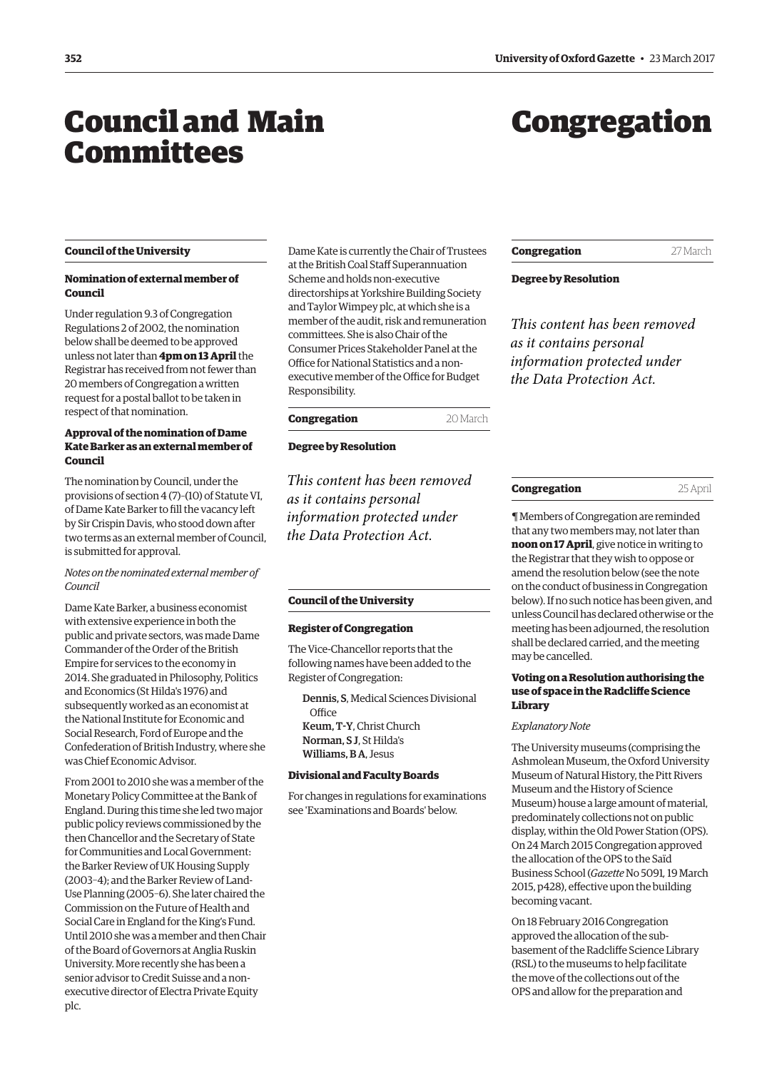# Council and Main Committees

## Council of the University

### Nomination of external member of Council

Under regulation 9.3 of Congregation Regulations 2 of 2002, the nomination below shall be deemed to be approved unless not later than **4pm on 13 April** the Registrar has received from not fewer than 20 members of Congregation a written request for a postal ballot to be taken in respect of that nomination.

### Approval of the nomination of Dame Kate Barker as an external member of Council

The nomination by Council, under the provisions of section 4 (7)–(10) of Statute VI, of Dame Kate Barker to fill the vacancy left by Sir Crispin Davis, who stood down after two terms as an external member of Council, is submitted for approval.

*Notes on the nominated external member of Council*

Dame Kate Barker, a business economist with extensive experience in both the public and private sectors, was made Dame Commander of the Order of the British Empire for services to the economy in 2014. She graduated in Philosophy, Politics and Economics (St Hilda's 1976) and subsequently worked as an economist at the National Institute for Economic and Social Research, Ford of Europe and the Confederation of British Industry, where she was Chief Economic Advisor.

From 2001 to 2010 she was a member of the Monetary Policy Committee at the Bank of England. During this time she led two major public policy reviews commissioned by the then Chancellor and the Secretary of State for Communities and Local Government: the Barker Review of UK Housing Supply (2003–4); and the Barker Review of Land-Use Planning (2005–6). She later chaired the Commission on the Future of Health and Social Care in England for the King's Fund. Until 2010 she was a member and then Chair of the Board of Governors at Anglia Ruskin University. More recently she has been a senior advisor to Credit Suisse and a non-executive director of Electra Private Equity plc.

Dame Kate is currently the Chair of Trustees at the British Coal Staff Superannuation Scheme and holds non-executive directorships at Yorkshire Building Society and Taylor Wimpey plc, at which she is a member of the audit, risk and remuneration committees. She is also Chair of the Consumer Prices Stakeholder Panel at the Office for National Statistics and a non-executive member of the Office for Budget Responsibility.

## Congregation — 20 March

### Degree by Resolution

*This content has been removed as it contains personal information protected under the Data Protection Act.*

## Council of the University

### Register of Congregation

The Vice-Chancellor reports that the following names have been added to the Register of Congregation:

**Dennis, S**, Medical Sciences Divisional Office
**Keum, T-Y**, Christ Church
**Norman, S J**, St Hilda's
**Williams, B A**, Jesus

### Divisional and Faculty Boards

For changes in regulations for examinations see 'Examinations and Boards' below.

# Congregation

## Congregation — 27 March

### Degree by Resolution

*This content has been removed as it contains personal information protected under the Data Protection Act.*

## Congregation — 25 April

¶ Members of Congregation are reminded that any two members may, not later than **noon on 17 April**, give notice in writing to the Registrar that they wish to oppose or amend the resolution below (see the note on the conduct of business in Congregation below). If no such notice has been given, and unless Council has declared otherwise or the meeting has been adjourned, the resolution shall be declared carried, and the meeting may be cancelled.

### Voting on a Resolution authorising the use of space in the Radcliffe Science Library

*Explanatory Note*

The University museums (comprising the Ashmolean Museum, the Oxford University Museum of Natural History, the Pitt Rivers Museum and the History of Science Museum) house a large amount of material, predominately collections not on public display, within the Old Power Station (OPS). On 24 March 2015 Congregation approved the allocation of the OPS to the Saïd Business School (*Gazette* No 5091, 19 March 2015, p428), effective upon the building becoming vacant.

On 18 February 2016 Congregation approved the allocation of the sub-basement of the Radcliffe Science Library (RSL) to the museums to help facilitate the move of the collections out of the OPS and allow for the preparation and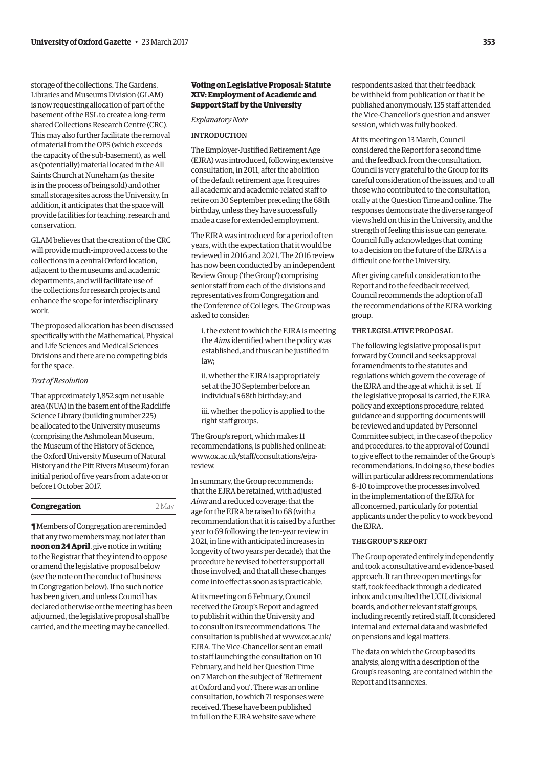storage of the collections. The Gardens, Libraries and Museums Division (GLAM) is now requesting allocation of part of the basement of the RSL to create a long-term shared Collections Research Centre (CRC). This may also further facilitate the removal of material from the OPS (which exceeds the capacity of the sub-basement), as well as (potentially) material located in the All Saints Church at Nuneham (as the site is in the process of being sold) and other small storage sites across the University. In addition, it anticipates that the space will provide facilities for teaching, research and conservation.

GLAM believes that the creation of the CRC will provide much-improved access to the collections in a central Oxford location, adjacent to the museums and academic departments, and will facilitate use of the collections for research projects and enhance the scope for interdisciplinary work.

The proposed allocation has been discussed specifically with the Mathematical, Physical and Life Sciences and Medical Sciences Divisions and there are no competing bids for the space.

*Text of Resolution*

That approximately 1,852 sqm net usable area (NUA) in the basement of the Radcliffe Science Library (building number 225) be allocated to the University museums (comprising the Ashmolean Museum, the Museum of the History of Science, the Oxford University Museum of Natural History and the Pitt Rivers Museum) for an initial period of five years from a date on or before 1 October 2017.

## Congregation — 2 May

¶ Members of Congregation are reminded that any two members may, not later than **noon on 24 April**, give notice in writing to the Registrar that they intend to oppose or amend the legislative proposal below (see the note on the conduct of business in Congregation below). If no such notice has been given, and unless Council has declared otherwise or the meeting has been adjourned, the legislative proposal shall be carried, and the meeting may be cancelled.

### Voting on Legislative Proposal: Statute XIV: Employment of Academic and Support Staff by the University

*Explanatory Note*

#### INTRODUCTION

The Employer-Justified Retirement Age (EJRA) was introduced, following extensive consultation, in 2011, after the abolition of the default retirement age. It requires all academic and academic-related staff to retire on 30 September preceding the 68th birthday, unless they have successfully made a case for extended employment.

The EJRA was introduced for a period of ten years, with the expectation that it would be reviewed in 2016 and 2021. The 2016 review has now been conducted by an independent Review Group ('the Group') comprising senior staff from each of the divisions and representatives from Congregation and the Conference of Colleges. The Group was asked to consider:

i. the extent to which the EJRA is meeting the *Aims* identified when the policy was established, and thus can be justified in law;

ii. whether the EJRA is appropriately set at the 30 September before an individual's 68th birthday; and

iii. whether the policy is applied to the right staff groups.

The Group's report, which makes 11 recommendations, is published online at: www.ox.ac.uk/staff/consultations/ejra-review.

In summary, the Group recommends: that the EJRA be retained, with adjusted *Aims* and a reduced coverage; that the age for the EJRA be raised to 68 (with a recommendation that it is raised by a further year to 69 following the ten-year review in 2021, in line with anticipated increases in longevity of two years per decade); that the procedure be revised to better support all those involved; and that all these changes come into effect as soon as is practicable.

At its meeting on 6 February, Council received the Group's Report and agreed to publish it within the University and to consult on its recommendations. The consultation is published at www.ox.ac.uk/EJRA. The Vice-Chancellor sent an email to staff launching the consultation on 10 February, and held her Question Time on 7 March on the subject of 'Retirement at Oxford and you'. There was an online consultation, to which 71 responses were received. These have been published in full on the EJRA website save where respondents asked that their feedback be withheld from publication or that it be published anonymously. 135 staff attended the Vice-Chancellor's question and answer session, which was fully booked.

At its meeting on 13 March, Council considered the Report for a second time and the feedback from the consultation. Council is very grateful to the Group for its careful consideration of the issues, and to all those who contributed to the consultation, orally at the Question Time and online. The responses demonstrate the diverse range of views held on this in the University, and the strength of feeling this issue can generate. Council fully acknowledges that coming to a decision on the future of the EJRA is a difficult one for the University.

After giving careful consideration to the Report and to the feedback received, Council recommends the adoption of all the recommendations of the EJRA working group.

#### THE LEGISLATIVE PROPOSAL

The following legislative proposal is put forward by Council and seeks approval for amendments to the statutes and regulations which govern the coverage of the EJRA and the age at which it is set. If the legislative proposal is carried, the EJRA policy and exceptions procedure, related guidance and supporting documents will be reviewed and updated by Personnel Committee subject, in the case of the policy and procedures, to the approval of Council to give effect to the remainder of the Group's recommendations. In doing so, these bodies will in particular address recommendations 8–10 to improve the processes involved in the implementation of the EJRA for all concerned, particularly for potential applicants under the policy to work beyond the EJRA.

#### THE GROUP'S REPORT

The Group operated entirely independently and took a consultative and evidence-based approach. It ran three open meetings for staff, took feedback through a dedicated inbox and consulted the UCU, divisional boards, and other relevant staff groups, including recently retired staff. It considered internal and external data and was briefed on pensions and legal matters.

The data on which the Group based its analysis, along with a description of the Group's reasoning, are contained within the Report and its annexes.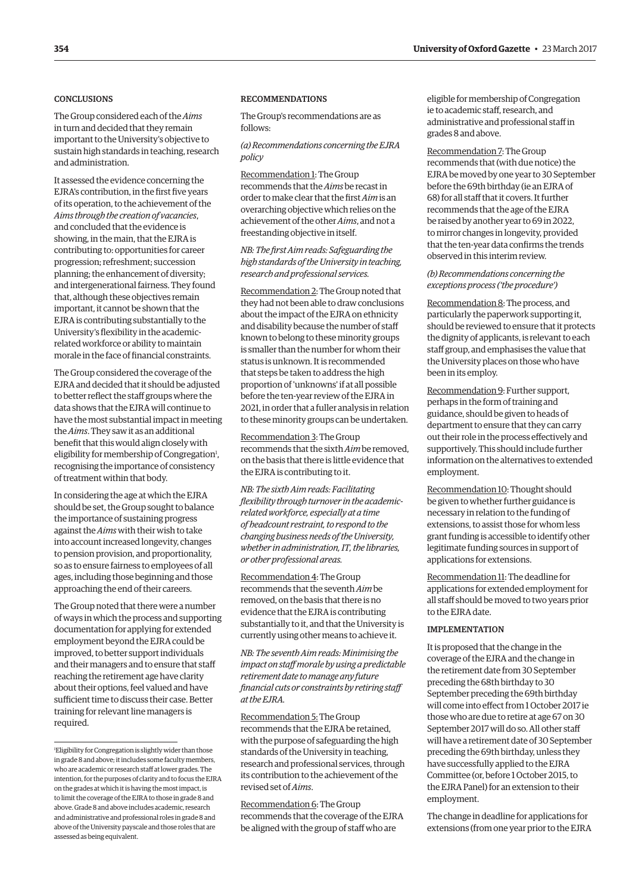### CONCLUSIONS

The Group considered each of the *Aims* in turn and decided that they remain important to the University's objective to sustain high standards in teaching, research and administration.

It assessed the evidence concerning the EJRA's contribution, in the first five years of its operation, to the achievement of the *Aims through the creation of vacancies*, and concluded that the evidence is showing, in the main, that the EJRA is contributing to: opportunities for career progression; refreshment; succession planning; the enhancement of diversity; and intergenerational fairness. They found that, although these objectives remain important, it cannot be shown that the EJRA is contributing substantially to the University's flexibility in the academic-related workforce or ability to maintain morale in the face of financial constraints.

The Group considered the coverage of the EJRA and decided that it should be adjusted to better reflect the staff groups where the data shows that the EJRA will continue to have the most substantial impact in meeting the *Aims*. They saw it as an additional benefit that this would align closely with eligibility for membership of Congregation[1], recognising the importance of consistency of treatment within that body.

In considering the age at which the EJRA should be set, the Group sought to balance the importance of sustaining progress against the *Aims* with their wish to take into account increased longevity, changes to pension provision, and proportionality, so as to ensure fairness to employees of all ages, including those beginning and those approaching the end of their careers.

The Group noted that there were a number of ways in which the process and supporting documentation for applying for extended employment beyond the EJRA could be improved, to better support individuals and their managers and to ensure that staff reaching the retirement age have clarity about their options, feel valued and have sufficient time to discuss their case. Better training for relevant line managers is required.

[1]Eligibility for Congregation is slightly wider than those in grade 8 and above; it includes some faculty members, who are academic or research staff at lower grades. The intention, for the purposes of clarity and to focus the EJRA on the grades at which it is having the most impact, is to limit the coverage of the EJRA to those in grade 8 and above. Grade 8 and above includes academic, research and administrative and professional roles in grade 8 and above of the University payscale and those roles that are assessed as being equivalent.

### RECOMMENDATIONS

The Group's recommendations are as follows:

*(a) Recommendations concerning the EJRA policy*

Recommendation 1: The Group recommends that the *Aims* be recast in order to make clear that the first *Aim* is an overarching objective which relies on the achievement of the other *Aims*, and not a freestanding objective in itself.

*NB: The first Aim reads: Safeguarding the high standards of the University in teaching, research and professional services.*

Recommendation 2: The Group noted that they had not been able to draw conclusions about the impact of the EJRA on ethnicity and disability because the number of staff known to belong to these minority groups is smaller than the number for whom their status is unknown. It is recommended that steps be taken to address the high proportion of 'unknowns' if at all possible before the ten-year review of the EJRA in 2021, in order that a fuller analysis in relation to these minority groups can be undertaken.

Recommendation 3: The Group recommends that the sixth *Aim* be removed, on the basis that there is little evidence that the EJRA is contributing to it.

*NB: The sixth Aim reads: Facilitating flexibility through turnover in the academic-related workforce, especially at a time of headcount restraint, to respond to the changing business needs of the University, whether in administration, IT, the libraries, or other professional areas.*

Recommendation 4: The Group recommends that the seventh *Aim* be removed, on the basis that there is no evidence that the EJRA is contributing substantially to it, and that the University is currently using other means to achieve it.

*NB: The seventh Aim reads: Minimising the impact on staff morale by using a predictable retirement date to manage any future financial cuts or constraints by retiring staff at the EJRA.*

Recommendation 5: The Group recommends that the EJRA be retained, with the purpose of safeguarding the high standards of the University in teaching, research and professional services, through its contribution to the achievement of the revised set of *Aims*.

Recommendation 6: The Group recommends that the coverage of the EJRA be aligned with the group of staff who are eligible for membership of Congregation ie to academic staff, research, and administrative and professional staff in grades 8 and above.

Recommendation 7: The Group recommends that (with due notice) the EJRA be moved by one year to 30 September before the 69th birthday (ie an EJRA of 68) for all staff that it covers. It further recommends that the age of the EJRA be raised by another year to 69 in 2022, to mirror changes in longevity, provided that the ten-year data confirms the trends observed in this interim review.

*(b) Recommendations concerning the exceptions process ('the procedure')*

Recommendation 8: The process, and particularly the paperwork supporting it, should be reviewed to ensure that it protects the dignity of applicants, is relevant to each staff group, and emphasises the value that the University places on those who have been in its employ.

Recommendation 9: Further support, perhaps in the form of training and guidance, should be given to heads of department to ensure that they can carry out their role in the process effectively and supportively. This should include further information on the alternatives to extended employment.

Recommendation 10: Thought should be given to whether further guidance is necessary in relation to the funding of extensions, to assist those for whom less grant funding is accessible to identify other legitimate funding sources in support of applications for extensions.

Recommendation 11: The deadline for applications for extended employment for all staff should be moved to two years prior to the EJRA date.

### IMPLEMENTATION

It is proposed that the change in the coverage of the EJRA and the change in the retirement date from 30 September preceding the 68th birthday to 30 September preceding the 69th birthday will come into effect from 1 October 2017 ie those who are due to retire at age 67 on 30 September 2017 will do so. All other staff will have a retirement date of 30 September preceding the 69th birthday, unless they have successfully applied to the EJRA Committee (or, before 1 October 2015, to the EJRA Panel) for an extension to their employment.

The change in deadline for applications for extensions (from one year prior to the EJRA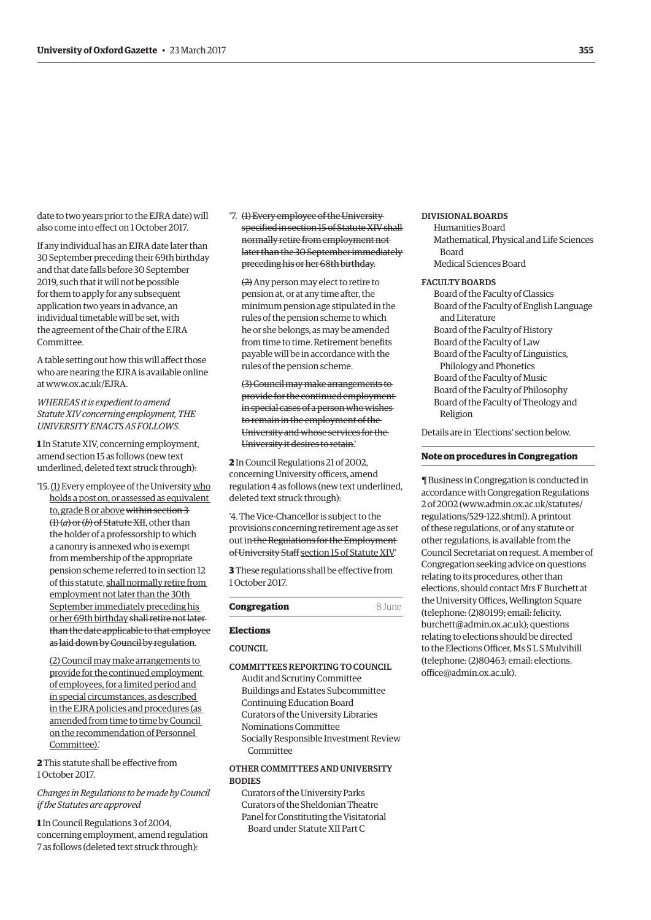date to two years prior to the EJRA date) will also come into effect on 1 October 2017.

If any individual has an EJRA date later than 30 September preceding their 69th birthday and that date falls before 30 September 2019, such that it will not be possible for them to apply for any subsequent application two years in advance, an individual timetable will be set, with the agreement of the Chair of the EJRA Committee.

A table setting out how this will affect those who are nearing the EJRA is available online at www.ox.ac.uk/EJRA.

*WHEREAS it is expedient to amend Statute XIV concerning employment, THE UNIVERSITY ENACTS AS FOLLOWS.*

**1** In Statute XIV, concerning employment, amend section 15 as follows (new text underlined, deleted text struck through):

'15. <u>(1)</u> Every employee of the University <u>who holds a post on, or assessed as equivalent to, grade 8 or above</u> ~~within section 3 (1) (*a*) or (*b*) of Statute XII~~, other than the holder of a professorship to which a canonry is annexed who is exempt from membership of the appropriate pension scheme referred to in section 12 of this statute, <u>shall normally retire from employment not later than the 30th September immediately preceding his or her 69th birthday</u> ~~shall retire not later than the date applicable to that employee as laid down by Council by regulation~~.

<u>(2) Council may make arrangements to provide for the continued employment of employees, for a limited period and in special circumstances, as described in the EJRA policies and procedures (as amended from time to time by Council on the recommendation of Personnel Committee).</u>'

**2** This statute shall be effective from 1 October 2017.

*Changes in Regulations to be made by Council if the Statutes are approved*

**1** In Council Regulations 3 of 2004, concerning employment, amend regulation 7 as follows (deleted text struck through):

'7. ~~(1) Every employee of the University specified in section 15 of Statute XIV shall normally retire from employment not later than the 30 September immediately preceding his or her 68th birthday.~~

~~(2)~~ Any person may elect to retire to pension at, or at any time after, the minimum pension age stipulated in the rules of the pension scheme to which he or she belongs, as may be amended from time to time. Retirement benefits payable will be in accordance with the rules of the pension scheme.

~~(3) Council may make arrangements to provide for the continued employment in special cases of a person who wishes to remain in the employment of the University and whose services for the University it desires to retain.~~'

**2** In Council Regulations 21 of 2002, concerning University officers, amend regulation 4 as follows (new text underlined, deleted text struck through):

'4. The Vice-Chancellor is subject to the provisions concerning retirement age as set out in ~~the Regulations for the Employment of University Staff~~ <u>section 15 of Statute XIV</u>.'

**3** These regulations shall be effective from 1 October 2017.

## Congregation 8 June

### Elections

COUNCIL

COMMITTEES REPORTING TO COUNCIL

- Audit and Scrutiny Committee
- Buildings and Estates Subcommittee
- Continuing Education Board
- Curators of the University Libraries
- Nominations Committee
- Socially Responsible Investment Review Committee

OTHER COMMITTEES AND UNIVERSITY BODIES

- Curators of the University Parks
- Curators of the Sheldonian Theatre
- Panel for Constituting the Visitatorial Board under Statute XII Part C

DIVISIONAL BOARDS

- Humanities Board
- Mathematical, Physical and Life Sciences Board
- Medical Sciences Board

FACULTY BOARDS

- Board of the Faculty of Classics
- Board of the Faculty of English Language and Literature
- Board of the Faculty of History
- Board of the Faculty of Law
- Board of the Faculty of Linguistics, Philology and Phonetics
- Board of the Faculty of Music
- Board of the Faculty of Philosophy
- Board of the Faculty of Theology and Religion

Details are in 'Elections' section below.

## Note on procedures in Congregation

¶ Business in Congregation is conducted in accordance with Congregation Regulations 2 of 2002 (www.admin.ox.ac.uk/statutes/regulations/529-122.shtml). A printout of these regulations, or of any statute or other regulations, is available from the Council Secretariat on request. A member of Congregation seeking advice on questions relating to its procedures, other than elections, should contact Mrs F Burchett at the University Offices, Wellington Square (telephone: (2)80199; email: felicity.burchett@admin.ox.ac.uk); questions relating to elections should be directed to the Elections Officer, Ms S L S Mulvihill (telephone: (2)80463; email: elections.office@admin.ox.ac.uk).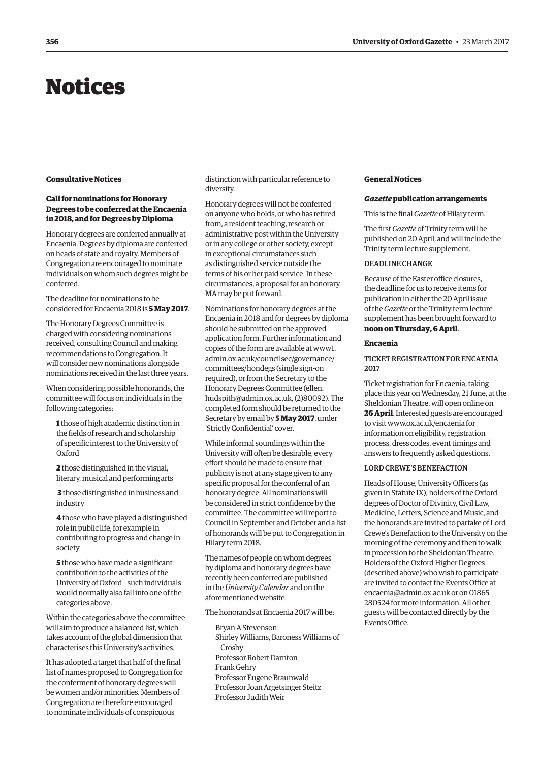# Notices

## Consultative Notices

### Call for nominations for Honorary Degrees to be conferred at the Encaenia in 2018, and for Degrees by Diploma

Honorary degrees are conferred annually at Encaenia. Degrees by diploma are conferred on heads of state and royalty. Members of Congregation are encouraged to nominate individuals on whom such degrees might be conferred.

The deadline for nominations to be considered for Encaenia 2018 is **5 May 2017**.

The Honorary Degrees Committee is charged with considering nominations received, consulting Council and making recommendations to Congregation. It will consider new nominations alongside nominations received in the last three years.

When considering possible honorands, the committee will focus on individuals in the following categories:

**1** those of high academic distinction in the fields of research and scholarship of specific interest to the University of Oxford

**2** those distinguished in the visual, literary, musical and performing arts

**3** those distinguished in business and industry

**4** those who have played a distinguished role in public life, for example in contributing to progress and change in society

**5** those who have made a significant contribution to the activities of the University of Oxford – such individuals would normally also fall into one of the categories above.

Within the categories above the committee will aim to produce a balanced list, which takes account of the global dimension that characterises this University's activities.

It has adopted a target that half of the final list of names proposed to Congregation for the conferment of honorary degrees will be women and/or minorities. Members of Congregation are therefore encouraged to nominate individuals of conspicuous distinction with particular reference to diversity.

Honorary degrees will not be conferred on anyone who holds, or who has retired from, a resident teaching, research or administrative post within the University or in any college or other society, except in exceptional circumstances such as distinguished service outside the terms of his or her paid service. In these circumstances, a proposal for an honorary MA may be put forward.

Nominations for honorary degrees at the Encaenia in 2018 and for degrees by diploma should be submitted on the approved application form. Further information and copies of the form are available at www1.admin.ox.ac.uk/councilsec/governance/committees/hondegs (single sign-on required), or from the Secretary to the Honorary Degrees Committee (ellen.hudspith@admin.ox.ac.uk, (2)80092). The completed form should be returned to the Secretary by email by **5 May 2017**, under 'Strictly Confidential' cover.

While informal soundings within the University will often be desirable, every effort should be made to ensure that publicity is not at any stage given to any specific proposal for the conferral of an honorary degree. All nominations will be considered in strict confidence by the committee. The committee will report to Council in September and October and a list of honorands will be put to Congregation in Hilary term 2018.

The names of people on whom degrees by diploma and honorary degrees have recently been conferred are published in the *University Calendar* and on the aforementioned website.

The honorands at Encaenia 2017 will be:

Bryan A Stevenson
Shirley Williams, Baroness Williams of Crosby
Professor Robert Darnton
Frank Gehry
Professor Eugene Braunwald
Professor Joan Argetsinger Steitz
Professor Judith Weir

## General Notices

### *Gazette* publication arrangements

This is the final *Gazette* of Hilary term.

The first *Gazette* of Trinity term will be published on 20 April, and will include the Trinity term lecture supplement.

#### DEADLINE CHANGE

Because of the Easter office closures, the deadline for us to receive items for publication in either the 20 April issue of the *Gazette* or the Trinity term lecture supplement has been brought forward to **noon on Thursday, 6 April**.

### Encaenia

#### TICKET REGISTRATION FOR ENCAENIA 2017

Ticket registration for Encaenia, taking place this year on Wednesday, 21 June, at the Sheldonian Theatre, will open online on **26 April**. Interested guests are encouraged to visit www.ox.ac.uk/encaenia for information on eligibility, registration process, dress codes, event timings and answers to frequently asked questions.

#### LORD CREWE'S BENEFACTION

Heads of House, University Officers (as given in Statute IX), holders of the Oxford degrees of Doctor of Divinity, Civil Law, Medicine, Letters, Science and Music, and the honorands are invited to partake of Lord Crewe's Benefaction to the University on the morning of the ceremony and then to walk in procession to the Sheldonian Theatre. Holders of the Oxford Higher Degrees (described above) who wish to participate are invited to contact the Events Office at encaenia@admin.ox.ac.uk or on 01865 280524 for more information. All other guests will be contacted directly by the Events Office.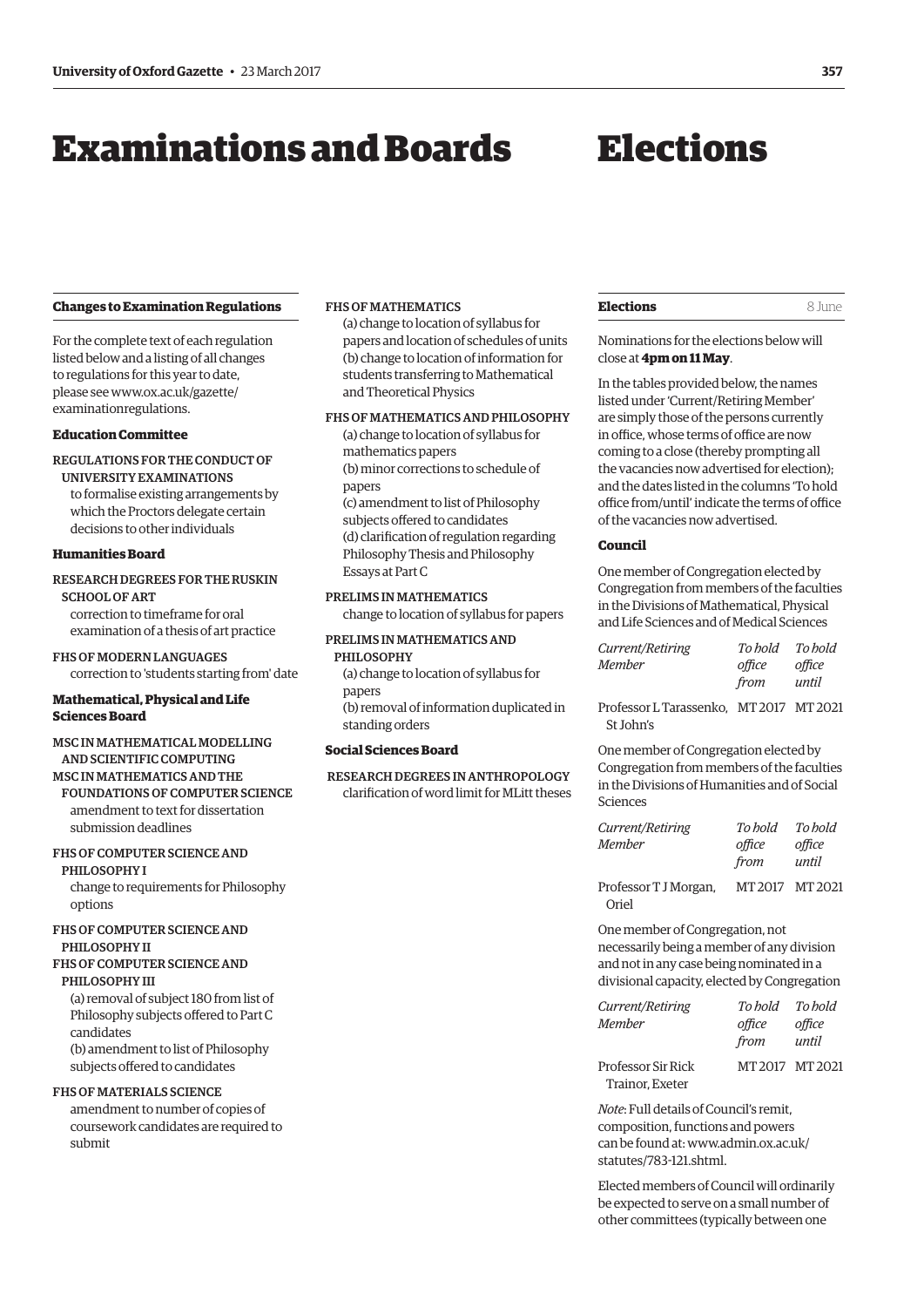# Examinations and Boards

## Changes to Examination Regulations

For the complete text of each regulation listed below and a listing of all changes to regulations for this year to date, please see www.ox.ac.uk/gazette/examinationregulations.

### Education Committee

REGULATIONS FOR THE CONDUCT OF UNIVERSITY EXAMINATIONS
to formalise existing arrangements by which the Proctors delegate certain decisions to other individuals

### Humanities Board

RESEARCH DEGREES FOR THE RUSKIN SCHOOL OF ART
correction to timeframe for oral examination of a thesis of art practice

FHS OF MODERN LANGUAGES
correction to 'students starting from' date

### Mathematical, Physical and Life Sciences Board

MSC IN MATHEMATICAL MODELLING AND SCIENTIFIC COMPUTING
MSC IN MATHEMATICS AND THE FOUNDATIONS OF COMPUTER SCIENCE
amendment to text for dissertation submission deadlines

FHS OF COMPUTER SCIENCE AND PHILOSOPHY I
change to requirements for Philosophy options

FHS OF COMPUTER SCIENCE AND PHILOSOPHY II
FHS OF COMPUTER SCIENCE AND PHILOSOPHY III
(a) removal of subject 180 from list of Philosophy subjects offered to Part C candidates
(b) amendment to list of Philosophy subjects offered to candidates

FHS OF MATERIALS SCIENCE
amendment to number of copies of coursework candidates are required to submit

FHS OF MATHEMATICS
(a) change to location of syllabus for papers and location of schedules of units
(b) change to location of information for students transferring to Mathematical and Theoretical Physics

FHS OF MATHEMATICS AND PHILOSOPHY
(a) change to location of syllabus for mathematics papers
(b) minor corrections to schedule of papers
(c) amendment to list of Philosophy subjects offered to candidates
(d) clarification of regulation regarding Philosophy Thesis and Philosophy Essays at Part C

PRELIMS IN MATHEMATICS
change to location of syllabus for papers

PRELIMS IN MATHEMATICS AND PHILOSOPHY
(a) change to location of syllabus for papers
(b) removal of information duplicated in standing orders

### Social Sciences Board

RESEARCH DEGREES IN ANTHROPOLOGY
clarification of word limit for MLitt theses

# Elections

## Elections — 8 June

Nominations for the elections below will close at **4pm on 11 May**.

In the tables provided below, the names listed under 'Current/Retiring Member' are simply those of the persons currently in office, whose terms of office are now coming to a close (thereby prompting all the vacancies now advertised for election); and the dates listed in the columns 'To hold office from/until' indicate the terms of office of the vacancies now advertised.

### Council

One member of Congregation elected by Congregation from members of the faculties in the Divisions of Mathematical, Physical and Life Sciences and of Medical Sciences

| *Current/Retiring Member* | *To hold office from* | *To hold office until* |
|---|---|---|
| Professor L Tarassenko, St John's | MT 2017 | MT 2021 |

One member of Congregation elected by Congregation from members of the faculties in the Divisions of Humanities and of Social Sciences

| *Current/Retiring Member* | *To hold office from* | *To hold office until* |
|---|---|---|
| Professor T J Morgan, Oriel | MT 2017 | MT 2021 |

One member of Congregation, not necessarily being a member of any division and not in any case being nominated in a divisional capacity, elected by Congregation

| *Current/Retiring Member* | *To hold office from* | *To hold office until* |
|---|---|---|
| Professor Sir Rick Trainor, Exeter | MT 2017 | MT 2021 |

*Note*: Full details of Council's remit, composition, functions and powers can be found at: www.admin.ox.ac.uk/statutes/783-121.shtml.

Elected members of Council will ordinarily be expected to serve on a small number of other committees (typically between one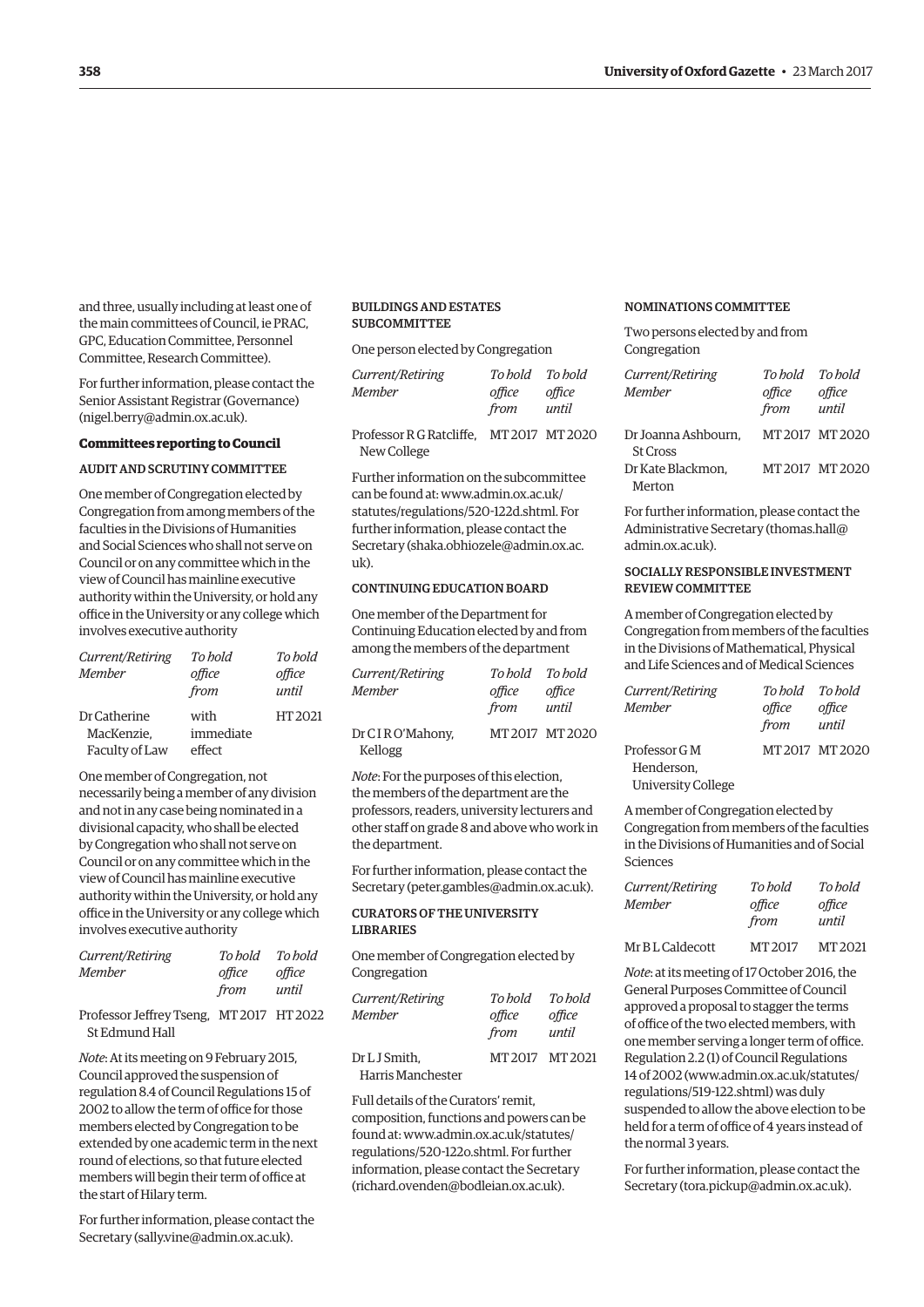and three, usually including at least one of the main committees of Council, ie PRAC, GPC, Education Committee, Personnel Committee, Research Committee).

For further information, please contact the Senior Assistant Registrar (Governance) (nigel.berry@admin.ox.ac.uk).

### Committees reporting to Council

#### AUDIT AND SCRUTINY COMMITTEE

One member of Congregation elected by Congregation from among members of the faculties in the Divisions of Humanities and Social Sciences who shall not serve on Council or on any committee which in the view of Council has mainline executive authority within the University, or hold any office in the University or any college which involves executive authority

| *Current/Retiring Member* | *To hold office from* | *To hold office until* |
|---|---|---|
| Dr Catherine MacKenzie, Faculty of Law | with immediate effect | HT 2021 |

One member of Congregation, not necessarily being a member of any division and not in any case being nominated in a divisional capacity, who shall be elected by Congregation who shall not serve on Council or on any committee which in the view of Council has mainline executive authority within the University, or hold any office in the University or any college which involves executive authority

| *Current/Retiring Member* | *To hold office from* | *To hold office until* |
|---|---|---|
| Professor Jeffrey Tseng, St Edmund Hall | MT 2017 | HT 2022 |

*Note*: At its meeting on 9 February 2015, Council approved the suspension of regulation 8.4 of Council Regulations 15 of 2002 to allow the term of office for those members elected by Congregation to be extended by one academic term in the next round of elections, so that future elected members will begin their term of office at the start of Hilary term.

For further information, please contact the Secretary (sally.vine@admin.ox.ac.uk).

#### BUILDINGS AND ESTATES SUBCOMMITTEE

One person elected by Congregation

| *Current/Retiring Member* | *To hold office from* | *To hold office until* |
|---|---|---|
| Professor R G Ratcliffe, New College | MT 2017 | MT 2020 |

Further information on the subcommittee can be found at: www.admin.ox.ac.uk/statutes/regulations/520-122d.shtml. For further information, please contact the Secretary (shaka.obhiozele@admin.ox.ac.uk).

#### CONTINUING EDUCATION BOARD

One member of the Department for Continuing Education elected by and from among the members of the department

| *Current/Retiring Member* | *To hold office from* | *To hold office until* |
|---|---|---|
| Dr C I R O'Mahony, Kellogg | MT 2017 | MT 2020 |

*Note*: For the purposes of this election, the members of the department are the professors, readers, university lecturers and other staff on grade 8 and above who work in the department.

For further information, please contact the Secretary (peter.gambles@admin.ox.ac.uk).

#### CURATORS OF THE UNIVERSITY LIBRARIES

One member of Congregation elected by Congregation

| *Current/Retiring Member* | *To hold office from* | *To hold office until* |
|---|---|---|
| Dr L J Smith, Harris Manchester | MT 2017 | MT 2021 |

Full details of the Curators' remit, composition, functions and powers can be found at: www.admin.ox.ac.uk/statutes/regulations/520-122o.shtml. For further information, please contact the Secretary (richard.ovenden@bodleian.ox.ac.uk).

#### NOMINATIONS COMMITTEE

Two persons elected by and from Congregation

| *Current/Retiring Member* | *To hold office from* | *To hold office until* |
|---|---|---|
| Dr Joanna Ashbourn, St Cross | MT 2017 | MT 2020 |
| Dr Kate Blackmon, Merton | MT 2017 | MT 2020 |

For further information, please contact the Administrative Secretary (thomas.hall@admin.ox.ac.uk).

#### SOCIALLY RESPONSIBLE INVESTMENT REVIEW COMMITTEE

A member of Congregation elected by Congregation from members of the faculties in the Divisions of Mathematical, Physical and Life Sciences and of Medical Sciences

| *Current/Retiring Member* | *To hold office from* | *To hold office until* |
|---|---|---|
| Professor G M Henderson, University College | MT 2017 | MT 2020 |

A member of Congregation elected by Congregation from members of the faculties in the Divisions of Humanities and of Social Sciences

| *Current/Retiring Member* | *To hold office from* | *To hold office until* |
|---|---|---|
| Mr B L Caldecott | MT 2017 | MT 2021 |

*Note*: at its meeting of 17 October 2016, the General Purposes Committee of Council approved a proposal to stagger the terms of office of the two elected members, with one member serving a longer term of office. Regulation 2.2 (1) of Council Regulations 14 of 2002 (www.admin.ox.ac.uk/statutes/regulations/519-122.shtml) was duly suspended to allow the above election to be held for a term of office of 4 years instead of the normal 3 years.

For further information, please contact the Secretary (tora.pickup@admin.ox.ac.uk).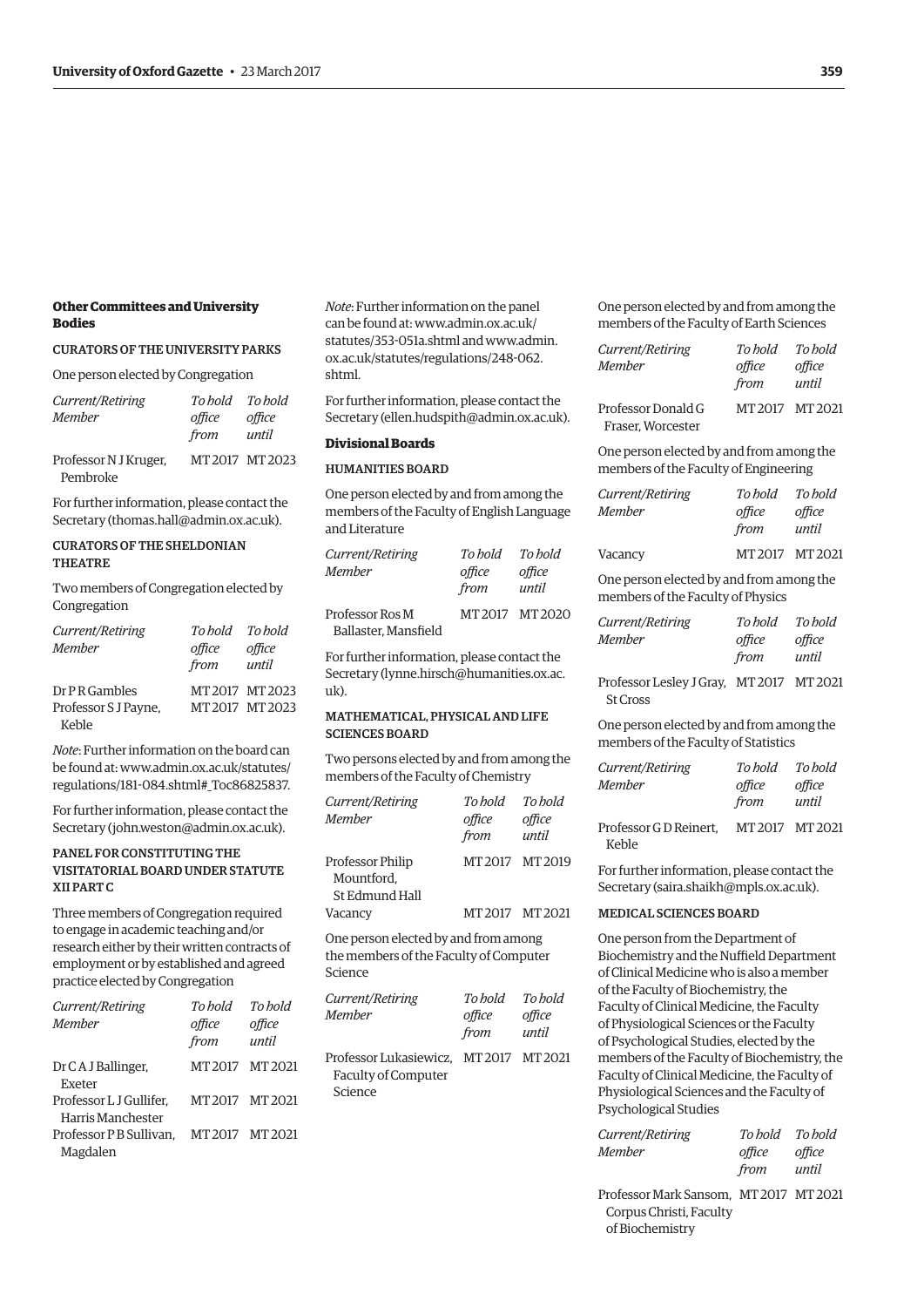### Other Committees and University Bodies

#### CURATORS OF THE UNIVERSITY PARKS

One person elected by Congregation

| *Current/Retiring Member* | *To hold office from* | *To hold office until* |
|---|---|---|
| Professor N J Kruger, Pembroke | MT 2017 | MT 2023 |

For further information, please contact the Secretary (thomas.hall@admin.ox.ac.uk).

#### CURATORS OF THE SHELDONIAN THEATRE

Two members of Congregation elected by Congregation

| *Current/Retiring Member* | *To hold office from* | *To hold office until* |
|---|---|---|
| Dr P R Gambles | MT 2017 | MT 2023 |
| Professor S J Payne, Keble | MT 2017 | MT 2023 |

*Note*: Further information on the board can be found at: www.admin.ox.ac.uk/statutes/regulations/181-084.shtml#_Toc86825837.

For further information, please contact the Secretary (john.weston@admin.ox.ac.uk).

#### PANEL FOR CONSTITUTING THE VISITATORIAL BOARD UNDER STATUTE XII PART C

Three members of Congregation required to engage in academic teaching and/or research either by their written contracts of employment or by established and agreed practice elected by Congregation

| *Current/Retiring Member* | *To hold office from* | *To hold office until* |
|---|---|---|
| Dr C A J Ballinger, Exeter | MT 2017 | MT 2021 |
| Professor L J Gullifer, Harris Manchester | MT 2017 | MT 2021 |
| Professor P B Sullivan, Magdalen | MT 2017 | MT 2021 |

*Note*: Further information on the panel can be found at: www.admin.ox.ac.uk/statutes/353-051a.shtml and www.admin.ox.ac.uk/statutes/regulations/248-062.shtml.

For further information, please contact the Secretary (ellen.hudspith@admin.ox.ac.uk).

### Divisional Boards

#### HUMANITIES BOARD

One person elected by and from among the members of the Faculty of English Language and Literature

| *Current/Retiring Member* | *To hold office from* | *To hold office until* |
|---|---|---|
| Professor Ros M Ballaster, Mansfield | MT 2017 | MT 2020 |

For further information, please contact the Secretary (lynne.hirsch@humanities.ox.ac.uk).

#### MATHEMATICAL, PHYSICAL AND LIFE SCIENCES BOARD

Two persons elected by and from among the members of the Faculty of Chemistry

| *Current/Retiring Member* | *To hold office from* | *To hold office until* |
|---|---|---|
| Professor Philip Mountford, St Edmund Hall | MT 2017 | MT 2019 |
| Vacancy | MT 2017 | MT 2021 |

One person elected by and from among the members of the Faculty of Computer Science

| *Current/Retiring Member* | *To hold office from* | *To hold office until* |
|---|---|---|
| Professor Lukasiewicz, Faculty of Computer Science | MT 2017 | MT 2021 |

One person elected by and from among the members of the Faculty of Earth Sciences

| *Current/Retiring Member* | *To hold office from* | *To hold office until* |
|---|---|---|
| Professor Donald G Fraser, Worcester | MT 2017 | MT 2021 |

One person elected by and from among the members of the Faculty of Engineering

| *Current/Retiring Member* | *To hold office from* | *To hold office until* |
|---|---|---|
| Vacancy | MT 2017 | MT 2021 |

One person elected by and from among the members of the Faculty of Physics

| *Current/Retiring Member* | *To hold office from* | *To hold office until* |
|---|---|---|
| Professor Lesley J Gray, St Cross | MT 2017 | MT 2021 |

One person elected by and from among the members of the Faculty of Statistics

| *Current/Retiring Member* | *To hold office from* | *To hold office until* |
|---|---|---|
| Professor G D Reinert, Keble | MT 2017 | MT 2021 |

For further information, please contact the Secretary (saira.shaikh@mpls.ox.ac.uk).

#### MEDICAL SCIENCES BOARD

One person from the Department of Biochemistry and the Nuffield Department of Clinical Medicine who is also a member of the Faculty of Biochemistry, the Faculty of Clinical Medicine, the Faculty of Physiological Sciences or the Faculty of Psychological Studies, elected by the members of the Faculty of Biochemistry, the Faculty of Clinical Medicine, the Faculty of Physiological Sciences and the Faculty of Psychological Studies

| *Current/Retiring Member* | *To hold office from* | *To hold office until* |
|---|---|---|
| Professor Mark Sansom, Corpus Christi, Faculty of Biochemistry | MT 2017 | MT 2021 |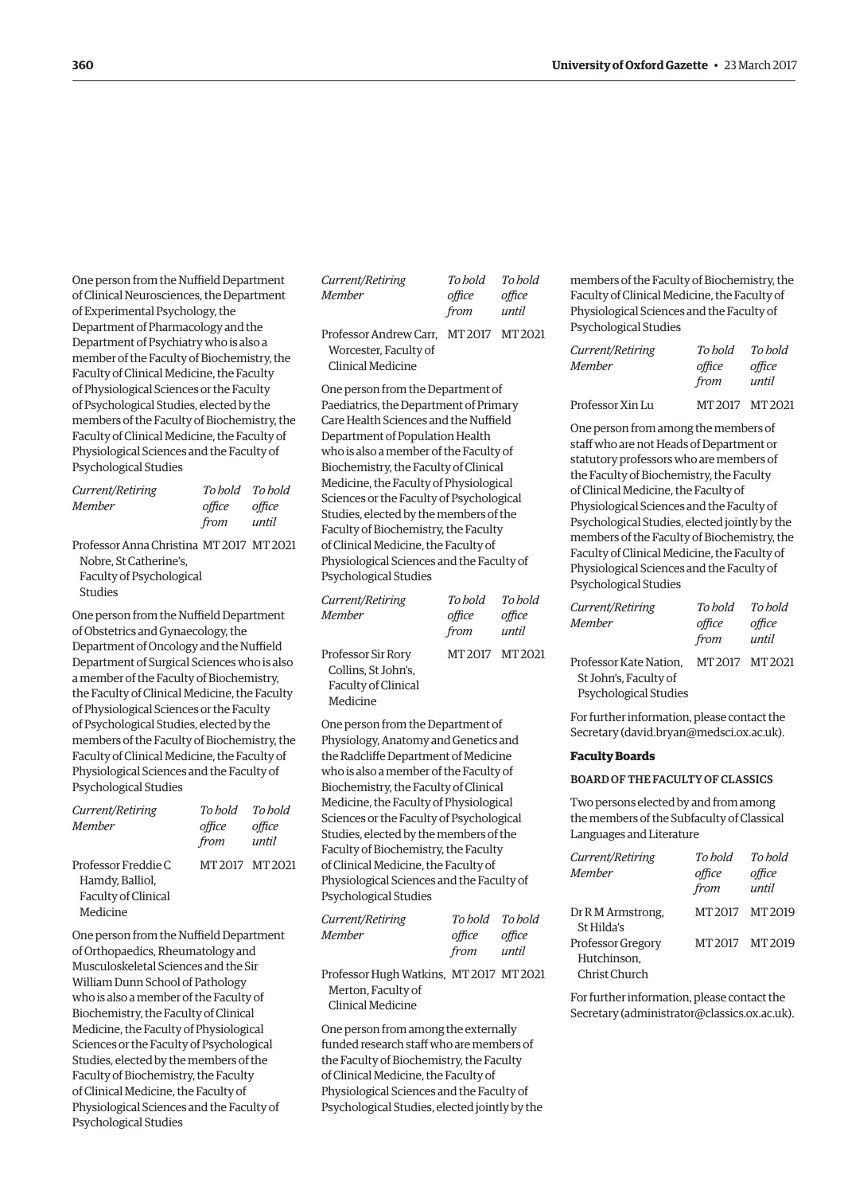One person from the Nuffield Department of Clinical Neurosciences, the Department of Experimental Psychology, the Department of Pharmacology and the Department of Psychiatry who is also a member of the Faculty of Biochemistry, the Faculty of Clinical Medicine, the Faculty of Physiological Sciences or the Faculty of Psychological Studies, elected by the members of the Faculty of Biochemistry, the Faculty of Clinical Medicine, the Faculty of Physiological Sciences and the Faculty of Psychological Studies

| *Current/Retiring Member* | *To hold office from* | *To hold office until* |
|---|---|---|
| Professor Anna Christina Nobre, St Catherine's, Faculty of Psychological Studies | MT 2017 | MT 2021 |

One person from the Nuffield Department of Obstetrics and Gynaecology, the Department of Oncology and the Nuffield Department of Surgical Sciences who is also a member of the Faculty of Biochemistry, the Faculty of Clinical Medicine, the Faculty of Physiological Sciences or the Faculty of Psychological Studies, elected by the members of the Faculty of Biochemistry, the Faculty of Clinical Medicine, the Faculty of Physiological Sciences and the Faculty of Psychological Studies

| *Current/Retiring Member* | *To hold office from* | *To hold office until* |
|---|---|---|
| Professor Freddie C Hamdy, Balliol, Faculty of Clinical Medicine | MT 2017 | MT 2021 |

One person from the Nuffield Department of Orthopaedics, Rheumatology and Musculoskeletal Sciences and the Sir William Dunn School of Pathology who is also a member of the Faculty of Biochemistry, the Faculty of Clinical Medicine, the Faculty of Physiological Sciences or the Faculty of Psychological Studies, elected by the members of the Faculty of Biochemistry, the Faculty of Clinical Medicine, the Faculty of Physiological Sciences and the Faculty of Psychological Studies

| *Current/Retiring Member* | *To hold office from* | *To hold office until* |
|---|---|---|
| Professor Andrew Carr, Worcester, Faculty of Clinical Medicine | MT 2017 | MT 2021 |

One person from the Department of Paediatrics, the Department of Primary Care Health Sciences and the Nuffield Department of Population Health who is also a member of the Faculty of Biochemistry, the Faculty of Clinical Medicine, the Faculty of Physiological Sciences or the Faculty of Psychological Studies, elected by the members of the Faculty of Biochemistry, the Faculty of Clinical Medicine, the Faculty of Physiological Sciences and the Faculty of Psychological Studies

| *Current/Retiring Member* | *To hold office from* | *To hold office until* |
|---|---|---|
| Professor Sir Rory Collins, St John's, Faculty of Clinical Medicine | MT 2017 | MT 2021 |

One person from the Department of Physiology, Anatomy and Genetics and the Radcliffe Department of Medicine who is also a member of the Faculty of Biochemistry, the Faculty of Clinical Medicine, the Faculty of Physiological Sciences or the Faculty of Psychological Studies, elected by the members of the Faculty of Biochemistry, the Faculty of Clinical Medicine, the Faculty of Physiological Sciences and the Faculty of Psychological Studies

| *Current/Retiring Member* | *To hold office from* | *To hold office until* |
|---|---|---|
| Professor Hugh Watkins, Merton, Faculty of Clinical Medicine | MT 2017 | MT 2021 |

One person from among the externally funded research staff who are members of the Faculty of Biochemistry, the Faculty of Clinical Medicine, the Faculty of Physiological Sciences and the Faculty of Psychological Studies, elected jointly by the members of the Faculty of Biochemistry, the Faculty of Clinical Medicine, the Faculty of Physiological Sciences and the Faculty of Psychological Studies

| *Current/Retiring Member* | *To hold office from* | *To hold office until* |
|---|---|---|
| Professor Xin Lu | MT 2017 | MT 2021 |

One person from among the members of staff who are not Heads of Department or statutory professors who are members of the Faculty of Biochemistry, the Faculty of Clinical Medicine, the Faculty of Physiological Sciences and the Faculty of Psychological Studies, elected jointly by the members of the Faculty of Biochemistry, the Faculty of Clinical Medicine, the Faculty of Physiological Sciences and the Faculty of Psychological Studies

| *Current/Retiring Member* | *To hold office from* | *To hold office until* |
|---|---|---|
| Professor Kate Nation, St John's, Faculty of Psychological Studies | MT 2017 | MT 2021 |

For further information, please contact the Secretary (david.bryan@medsci.ox.ac.uk).

### Faculty Boards

#### BOARD OF THE FACULTY OF CLASSICS

Two persons elected by and from among the members of the Subfaculty of Classical Languages and Literature

| *Current/Retiring Member* | *To hold office from* | *To hold office until* |
|---|---|---|
| Dr R M Armstrong, St Hilda's | MT 2017 | MT 2019 |
| Professor Gregory Hutchinson, Christ Church | MT 2017 | MT 2019 |

For further information, please contact the Secretary (administrator@classics.ox.ac.uk).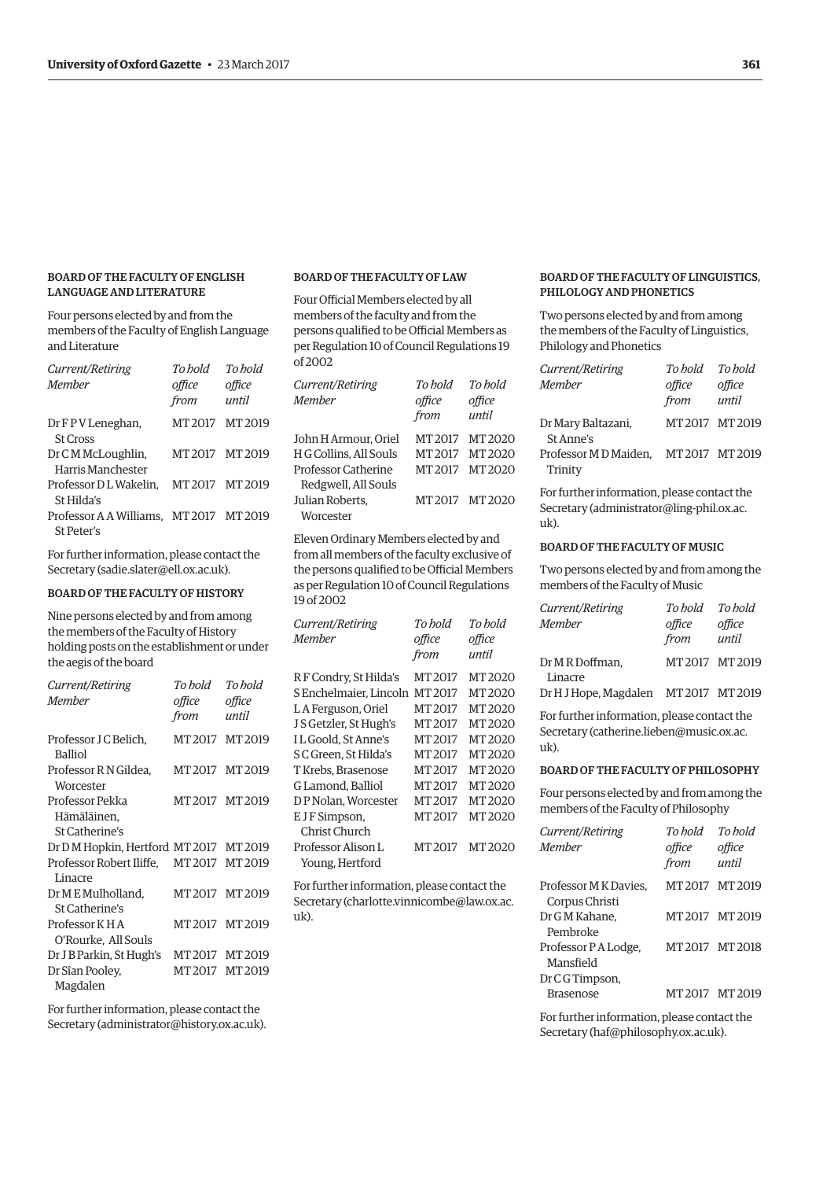### BOARD OF THE FACULTY OF ENGLISH LANGUAGE AND LITERATURE

Four persons elected by and from the members of the Faculty of English Language and Literature

| *Current/Retiring Member* | *To hold office from* | *To hold office until* |
|---|---|---|
| Dr F P V Leneghan, St Cross | MT 2017 | MT 2019 |
| Dr C M McLoughlin, Harris Manchester | MT 2017 | MT 2019 |
| Professor D L Wakelin, St Hilda's | MT 2017 | MT 2019 |
| Professor A A Williams, St Peter's | MT 2017 | MT 2019 |

For further information, please contact the Secretary (sadie.slater@ell.ox.ac.uk).

### BOARD OF THE FACULTY OF HISTORY

Nine persons elected by and from among the members of the Faculty of History holding posts on the establishment or under the aegis of the board

| *Current/Retiring Member* | *To hold office from* | *To hold office until* |
|---|---|---|
| Professor J C Belich, Balliol | MT 2017 | MT 2019 |
| Professor R N Gildea, Worcester | MT 2017 | MT 2019 |
| Professor Pekka Hämäläinen, St Catherine's | MT 2017 | MT 2019 |
| Dr D M Hopkin, Hertford | MT 2017 | MT 2019 |
| Professor Robert Iliffe, Linacre | MT 2017 | MT 2019 |
| Dr M E Mulholland, St Catherine's | MT 2017 | MT 2019 |
| Professor K H A O'Rourke, All Souls | MT 2017 | MT 2019 |
| Dr J B Parkin, St Hugh's | MT 2017 | MT 2019 |
| Dr Sîan Pooley, Magdalen | MT 2017 | MT 2019 |

For further information, please contact the Secretary (administrator@history.ox.ac.uk).

### BOARD OF THE FACULTY OF LAW

Four Official Members elected by all members of the faculty and from the persons qualified to be Official Members as per Regulation 10 of Council Regulations 19 of 2002

| *Current/Retiring Member* | *To hold office from* | *To hold office until* |
|---|---|---|
| John H Armour, Oriel | MT 2017 | MT 2020 |
| H G Collins, All Souls | MT 2017 | MT 2020 |
| Professor Catherine Redgwell, All Souls | MT 2017 | MT 2020 |
| Julian Roberts, Worcester | MT 2017 | MT 2020 |

Eleven Ordinary Members elected by and from all members of the faculty exclusive of the persons qualified to be Official Members as per Regulation 10 of Council Regulations 19 of 2002

| *Current/Retiring Member* | *To hold office from* | *To hold office until* |
|---|---|---|
| R F Condry, St Hilda's | MT 2017 | MT 2020 |
| S Enchelmaier, Lincoln | MT 2017 | MT 2020 |
| L A Ferguson, Oriel | MT 2017 | MT 2020 |
| J S Getzler, St Hugh's | MT 2017 | MT 2020 |
| I L Goold, St Anne's | MT 2017 | MT 2020 |
| S C Green, St Hilda's | MT 2017 | MT 2020 |
| T Krebs, Brasenose | MT 2017 | MT 2020 |
| G Lamond, Balliol | MT 2017 | MT 2020 |
| D P Nolan, Worcester | MT 2017 | MT 2020 |
| E J F Simpson, Christ Church | MT 2017 | MT 2020 |
| Professor Alison L Young, Hertford | MT 2017 | MT 2020 |

For further information, please contact the Secretary (charlotte.vinnicombe@law.ox.ac.uk).

### BOARD OF THE FACULTY OF LINGUISTICS, PHILOLOGY AND PHONETICS

Two persons elected by and from among the members of the Faculty of Linguistics, Philology and Phonetics

| *Current/Retiring Member* | *To hold office from* | *To hold office until* |
|---|---|---|
| Dr Mary Baltazani, St Anne's | MT 2017 | MT 2019 |
| Professor M D Maiden, Trinity | MT 2017 | MT 2019 |

For further information, please contact the Secretary (administrator@ling-phil.ox.ac.uk).

### BOARD OF THE FACULTY OF MUSIC

Two persons elected by and from among the members of the Faculty of Music

| *Current/Retiring Member* | *To hold office from* | *To hold office until* |
|---|---|---|
| Dr M R Doffman, Linacre | MT 2017 | MT 2019 |
| Dr H J Hope, Magdalen | MT 2017 | MT 2019 |

For further information, please contact the Secretary (catherine.lieben@music.ox.ac.uk).

### BOARD OF THE FACULTY OF PHILOSOPHY

Four persons elected by and from among the members of the Faculty of Philosophy

| *Current/Retiring Member* | *To hold office from* | *To hold office until* |
|---|---|---|
| Professor M K Davies, Corpus Christi | MT 2017 | MT 2019 |
| Dr G M Kahane, Pembroke | MT 2017 | MT 2019 |
| Professor P A Lodge, Mansfield | MT 2017 | MT 2018 |
| Dr C G Timpson, Brasenose | MT 2017 | MT 2019 |

For further information, please contact the Secretary (haf@philosophy.ox.ac.uk).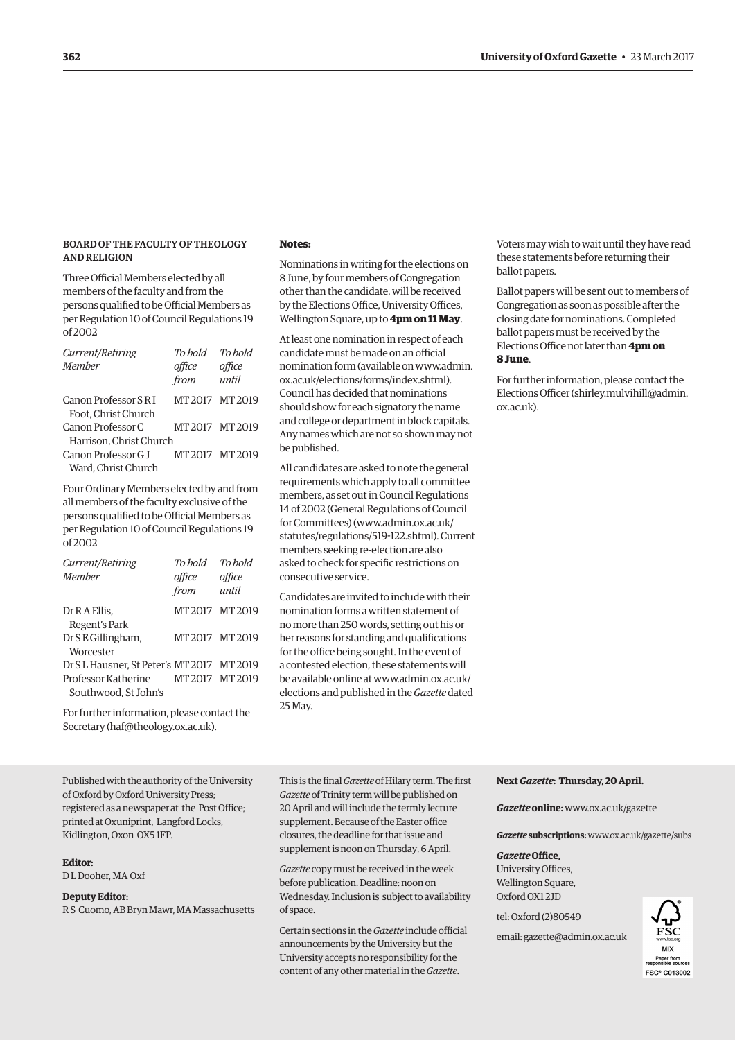### BOARD OF THE FACULTY OF THEOLOGY AND RELIGION

Three Official Members elected by all members of the faculty and from the persons qualified to be Official Members as per Regulation 10 of Council Regulations 19 of 2002

| *Current/Retiring Member* | *To hold office from* | *To hold office until* |
|---|---|---|
| Canon Professor S R I Foot, Christ Church | MT 2017 | MT 2019 |
| Canon Professor C Harrison, Christ Church | MT 2017 | MT 2019 |
| Canon Professor G J Ward, Christ Church | MT 2017 | MT 2019 |

Four Ordinary Members elected by and from all members of the faculty exclusive of the persons qualified to be Official Members as per Regulation 10 of Council Regulations 19 of 2002

| *Current/Retiring Member* | *To hold office from* | *To hold office until* |
|---|---|---|
| Dr R A Ellis, Regent's Park | MT 2017 | MT 2019 |
| Dr S E Gillingham, Worcester | MT 2017 | MT 2019 |
| Dr S L Hausner, St Peter's | MT 2017 | MT 2019 |
| Professor Katherine Southwood, St John's | MT 2017 | MT 2019 |

For further information, please contact the Secretary (haf@theology.ox.ac.uk).

**Notes:**

Nominations in writing for the elections on 8 June, by four members of Congregation other than the candidate, will be received by the Elections Office, University Offices, Wellington Square, up to **4pm on 11 May**.

At least one nomination in respect of each candidate must be made on an official nomination form (available on www.admin.ox.ac.uk/elections/forms/index.shtml). Council has decided that nominations should show for each signatory the name and college or department in block capitals. Any names which are not so shown may not be published.

All candidates are asked to note the general requirements which apply to all committee members, as set out in Council Regulations 14 of 2002 (General Regulations of Council for Committees) (www.admin.ox.ac.uk/statutes/regulations/519-122.shtml). Current members seeking re-election are also asked to check for specific restrictions on consecutive service.

Candidates are invited to include with their nomination forms a written statement of no more than 250 words, setting out his or her reasons for standing and qualifications for the office being sought. In the event of a contested election, these statements will be available online at www.admin.ox.ac.uk/elections and published in the *Gazette* dated 25 May.

Voters may wish to wait until they have read these statements before returning their ballot papers.

Ballot papers will be sent out to members of Congregation as soon as possible after the closing date for nominations. Completed ballot papers must be received by the Elections Office not later than **4pm on 8 June**.

For further information, please contact the Elections Officer (shirley.mulvihill@admin.ox.ac.uk).

Published with the authority of the University of Oxford by Oxford University Press; registered as a newspaper at the Post Office; printed at Oxuniprint, Langford Locks, Kidlington, Oxon OX5 1FP.

**Editor:**
D L Dooher, MA Oxf

**Deputy Editor:**
R S Cuomo, AB Bryn Mawr, MA Massachusetts

This is the final *Gazette* of Hilary term. The first *Gazette* of Trinity term will be published on 20 April and will include the termly lecture supplement. Because of the Easter office closures, the deadline for that issue and supplement is noon on Thursday, 6 April.

*Gazette* copy must be received in the week before publication. Deadline: noon on Wednesday. Inclusion is subject to availability of space.

Certain sections in the *Gazette* include official announcements by the University but the University accepts no responsibility for the content of any other material in the *Gazette*.

**Next *Gazette*: Thursday, 20 April.**

***Gazette* online:** www.ox.ac.uk/gazette

***Gazette* subscriptions:** www.ox.ac.uk/gazette/subs

***Gazette* Office,**
University Offices,
Wellington Square,
Oxford OX1 2JD

tel: Oxford (2)80549

email: gazette@admin.ox.ac.uk

FSC
www.fsc.org
MIX
Paper from responsible sources
FSC® C013002